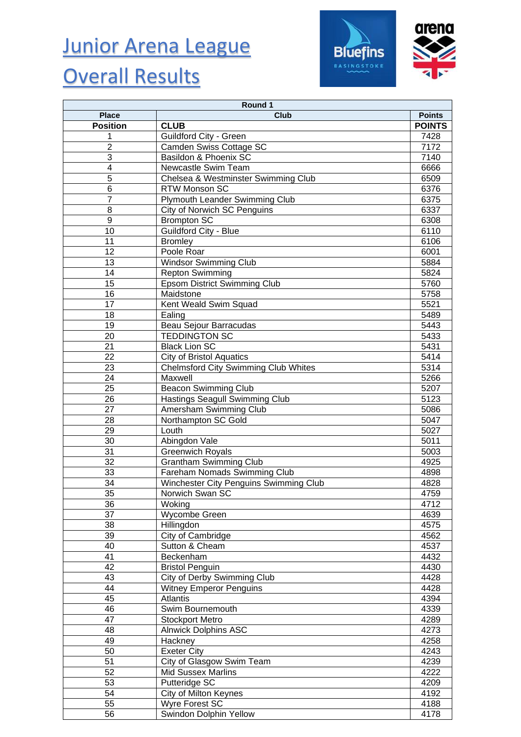# Junior Arena League Overall Results

| Round 1 | | |
|---|---|---|
| Place | Club | Points |
| **Position** | **CLUB** | **POINTS** |
| 1 | Guildford City - Green | 7428 |
| 2 | Camden Swiss Cottage SC | 7172 |
| 3 | Basildon & Phoenix SC | 7140 |
| 4 | Newcastle Swim Team | 6666 |
| 5 | Chelsea & Westminster Swimming Club | 6509 |
| 6 | RTW Monson SC | 6376 |
| 7 | Plymouth Leander Swimming Club | 6375 |
| 8 | City of Norwich SC Penguins | 6337 |
| 9 | Brompton SC | 6308 |
| 10 | Guildford City - Blue | 6110 |
| 11 | Bromley | 6106 |
| 12 | Poole Roar | 6001 |
| 13 | Windsor Swimming Club | 5884 |
| 14 | Repton Swimming | 5824 |
| 15 | Epsom District Swimming Club | 5760 |
| 16 | Maidstone | 5758 |
| 17 | Kent Weald Swim Squad | 5521 |
| 18 | Ealing | 5489 |
| 19 | Beau Sejour Barracudas | 5443 |
| 20 | TEDDINGTON SC | 5433 |
| 21 | Black Lion SC | 5431 |
| 22 | City of Bristol Aquatics | 5414 |
| 23 | Chelmsford City Swimming Club Whites | 5314 |
| 24 | Maxwell | 5266 |
| 25 | Beacon Swimming Club | 5207 |
| 26 | Hastings Seagull Swimming Club | 5123 |
| 27 | Amersham Swimming Club | 5086 |
| 28 | Northampton SC Gold | 5047 |
| 29 | Louth | 5027 |
| 30 | Abingdon Vale | 5011 |
| 31 | Greenwich Royals | 5003 |
| 32 | Grantham Swimming Club | 4925 |
| 33 | Fareham Nomads Swimming Club | 4898 |
| 34 | Winchester City Penguins Swimming Club | 4828 |
| 35 | Norwich Swan SC | 4759 |
| 36 | Woking | 4712 |
| 37 | Wycombe Green | 4639 |
| 38 | Hillingdon | 4575 |
| 39 | City of Cambridge | 4562 |
| 40 | Sutton & Cheam | 4537 |
| 41 | Beckenham | 4432 |
| 42 | Bristol Penguin | 4430 |
| 43 | City of Derby Swimming Club | 4428 |
| 44 | Witney Emperor Penguins | 4428 |
| 45 | Atlantis | 4394 |
| 46 | Swim Bournemouth | 4339 |
| 47 | Stockport Metro | 4289 |
| 48 | Alnwick Dolphins ASC | 4273 |
| 49 | Hackney | 4258 |
| 50 | Exeter City | 4243 |
| 51 | City of Glasgow Swim Team | 4239 |
| 52 | Mid Sussex Marlins | 4222 |
| 53 | Putteridge SC | 4209 |
| 54 | City of Milton Keynes | 4192 |
| 55 | Wyre Forest SC | 4188 |
| 56 | Swindon Dolphin Yellow | 4178 |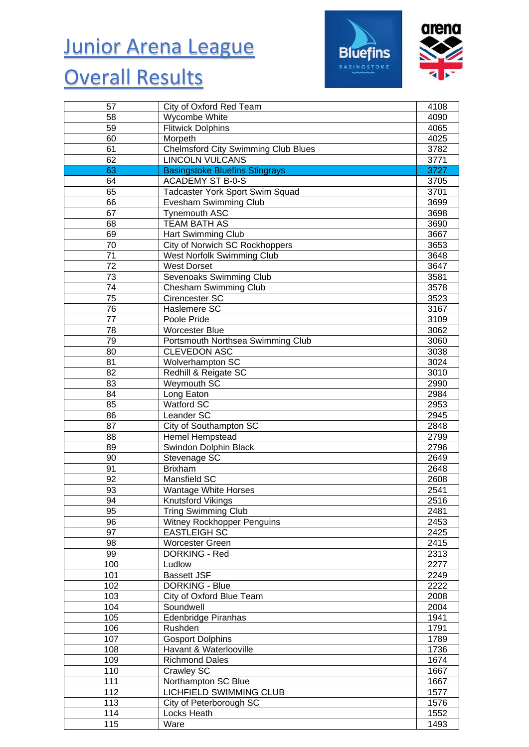# Junior Arena League Overall Results

| | | |
|---|---|---|
| 57 | City of Oxford Red Team | 4108 |
| 58 | Wycombe White | 4090 |
| 59 | Flitwick Dolphins | 4065 |
| 60 | Morpeth | 4025 |
| 61 | Chelmsford City Swimming Club Blues | 3782 |
| 62 | LINCOLN VULCANS | 3771 |
| 63 | Basingstoke Bluefins Stingrays | 3727 |
| 64 | ACADEMY ST B-0-S | 3705 |
| 65 | Tadcaster York Sport Swim Squad | 3701 |
| 66 | Evesham Swimming Club | 3699 |
| 67 | Tynemouth ASC | 3698 |
| 68 | TEAM BATH AS | 3690 |
| 69 | Hart Swimming Club | 3667 |
| 70 | City of Norwich SC Rockhoppers | 3653 |
| 71 | West Norfolk Swimming Club | 3648 |
| 72 | West Dorset | 3647 |
| 73 | Sevenoaks Swimming Club | 3581 |
| 74 | Chesham Swimming Club | 3578 |
| 75 | Cirencester SC | 3523 |
| 76 | Haslemere SC | 3167 |
| 77 | Poole Pride | 3109 |
| 78 | Worcester Blue | 3062 |
| 79 | Portsmouth Northsea Swimming Club | 3060 |
| 80 | CLEVEDON ASC | 3038 |
| 81 | Wolverhampton SC | 3024 |
| 82 | Redhill & Reigate SC | 3010 |
| 83 | Weymouth SC | 2990 |
| 84 | Long Eaton | 2984 |
| 85 | Watford SC | 2953 |
| 86 | Leander SC | 2945 |
| 87 | City of Southampton SC | 2848 |
| 88 | Hemel Hempstead | 2799 |
| 89 | Swindon Dolphin Black | 2796 |
| 90 | Stevenage SC | 2649 |
| 91 | Brixham | 2648 |
| 92 | Mansfield SC | 2608 |
| 93 | Wantage White Horses | 2541 |
| 94 | Knutsford Vikings | 2516 |
| 95 | Tring Swimming Club | 2481 |
| 96 | Witney Rockhopper Penguins | 2453 |
| 97 | EASTLEIGH SC | 2425 |
| 98 | Worcester Green | 2415 |
| 99 | DORKING - Red | 2313 |
| 100 | Ludlow | 2277 |
| 101 | Bassett JSF | 2249 |
| 102 | DORKING - Blue | 2222 |
| 103 | City of Oxford Blue Team | 2008 |
| 104 | Soundwell | 2004 |
| 105 | Edenbridge Piranhas | 1941 |
| 106 | Rushden | 1791 |
| 107 | Gosport Dolphins | 1789 |
| 108 | Havant & Waterlooville | 1736 |
| 109 | Richmond Dales | 1674 |
| 110 | Crawley SC | 1667 |
| 111 | Northampton SC Blue | 1667 |
| 112 | LICHFIELD SWIMMING CLUB | 1577 |
| 113 | City of Peterborough SC | 1576 |
| 114 | Locks Heath | 1552 |
| 115 | Ware | 1493 |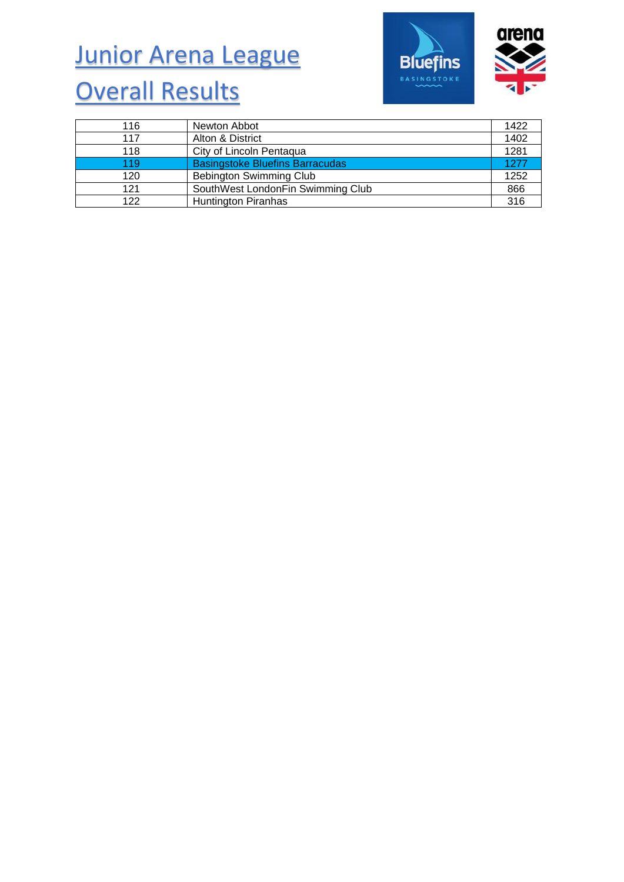# Junior Arena League

# Overall Results

| | | |
|---|---|---|
| 116 | Newton Abbot | 1422 |
| 117 | Alton & District | 1402 |
| 118 | City of Lincoln Pentaqua | 1281 |
| 119 | Basingstoke Bluefins Barracudas | 1277 |
| 120 | Bebington Swimming Club | 1252 |
| 121 | SouthWest LondonFin Swimming Club | 866 |
| 122 | Huntington Piranhas | 316 |